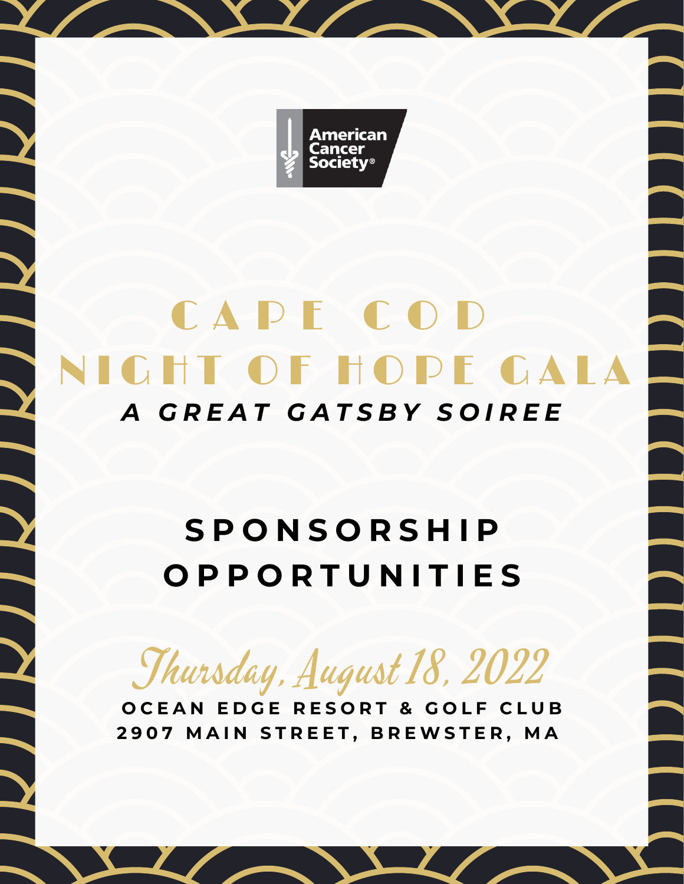American Cancer Society®

# CAPE COD NIGHT OF HOPE GALA

***A GREAT GATSBY SOIREE***

## SPONSORSHIP OPPORTUNITIES

*Thursday, August 18, 2022*

**OCEAN EDGE RESORT & GOLF CLUB**
**2907 MAIN STREET, BREWSTER, MA**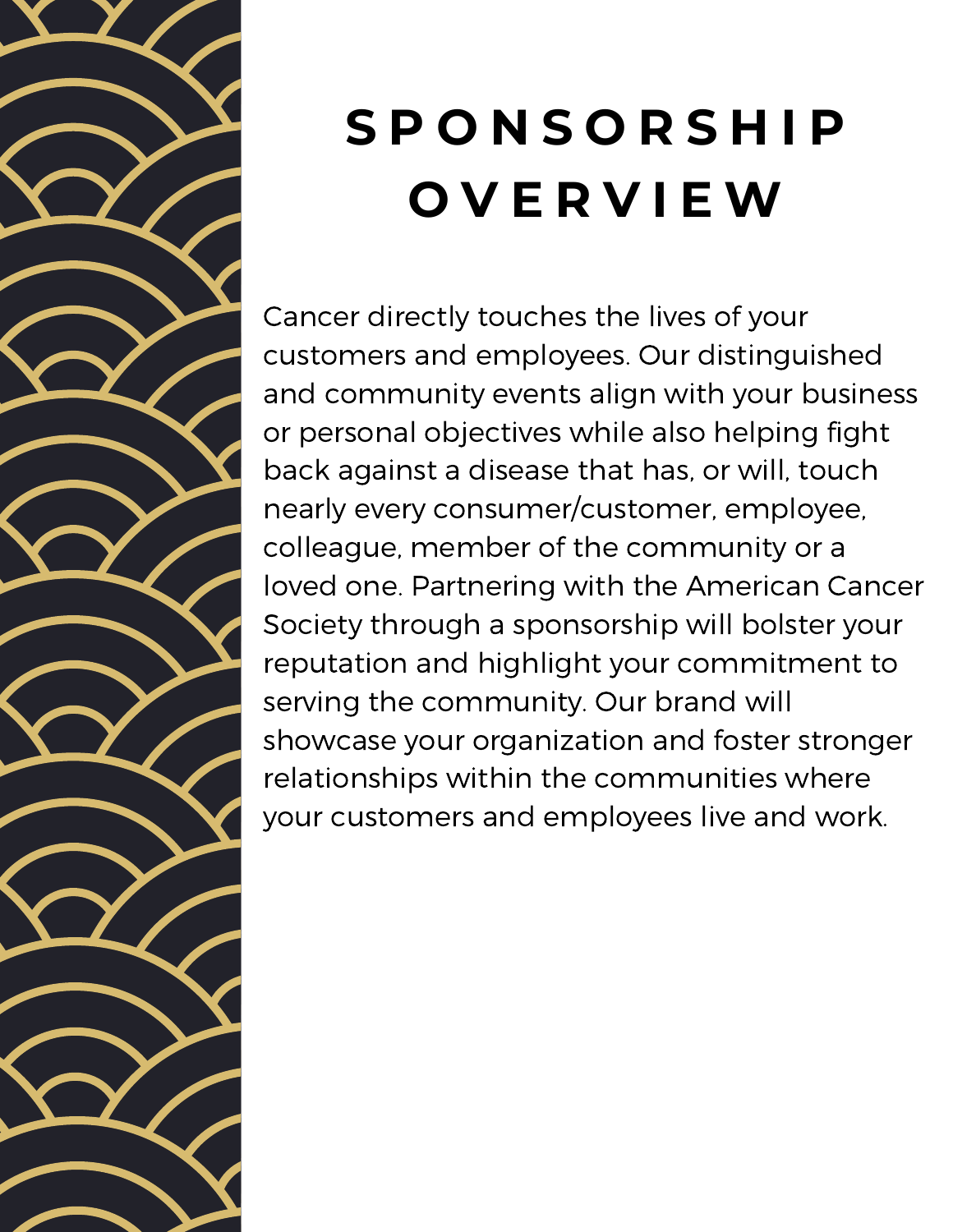# SPONSORSHIP OVERVIEW

Cancer directly touches the lives of your customers and employees. Our distinguished and community events align with your business or personal objectives while also helping fight back against a disease that has, or will, touch nearly every consumer/customer, employee, colleague, member of the community or a loved one. Partnering with the American Cancer Society through a sponsorship will bolster your reputation and highlight your commitment to serving the community. Our brand will showcase your organization and foster stronger relationships within the communities where your customers and employees live and work.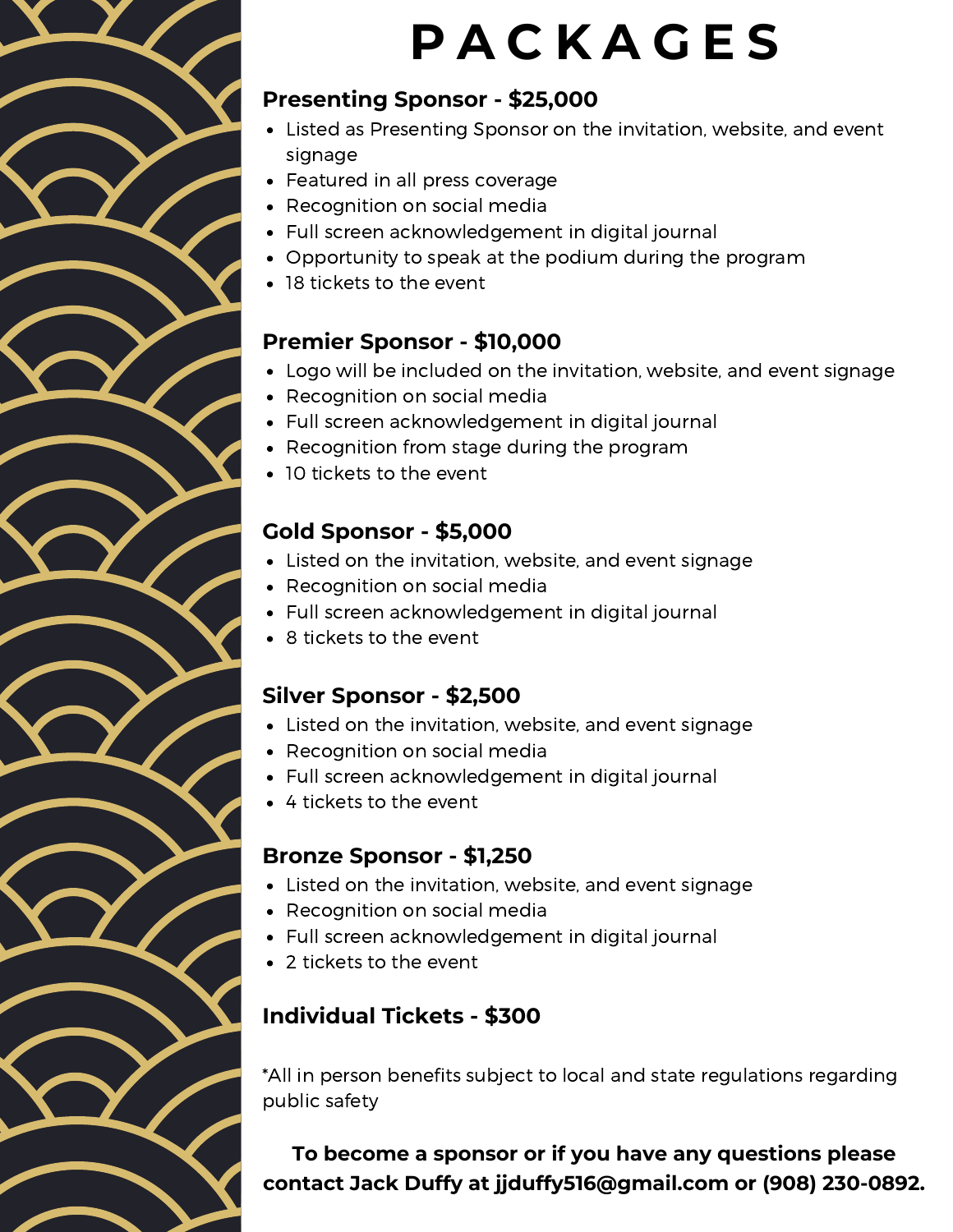# PACKAGES

## Presenting Sponsor - $25,000

- Listed as Presenting Sponsor on the invitation, website, and event signage
- Featured in all press coverage
- Recognition on social media
- Full screen acknowledgement in digital journal
- Opportunity to speak at the podium during the program
- 18 tickets to the event

## Premier Sponsor - $10,000

- Logo will be included on the invitation, website, and event signage
- Recognition on social media
- Full screen acknowledgement in digital journal
- Recognition from stage during the program
- 10 tickets to the event

## Gold Sponsor - $5,000

- Listed on the invitation, website, and event signage
- Recognition on social media
- Full screen acknowledgement in digital journal
- 8 tickets to the event

## Silver Sponsor - $2,500

- Listed on the invitation, website, and event signage
- Recognition on social media
- Full screen acknowledgement in digital journal
- 4 tickets to the event

## Bronze Sponsor - $1,250

- Listed on the invitation, website, and event signage
- Recognition on social media
- Full screen acknowledgement in digital journal
- 2 tickets to the event

## Individual Tickets - $300

*All in person benefits subject to local and state regulations regarding public safety

**To become a sponsor or if you have any questions please contact Jack Duffy at jjduffy516@gmail.com or (908) 230-0892.**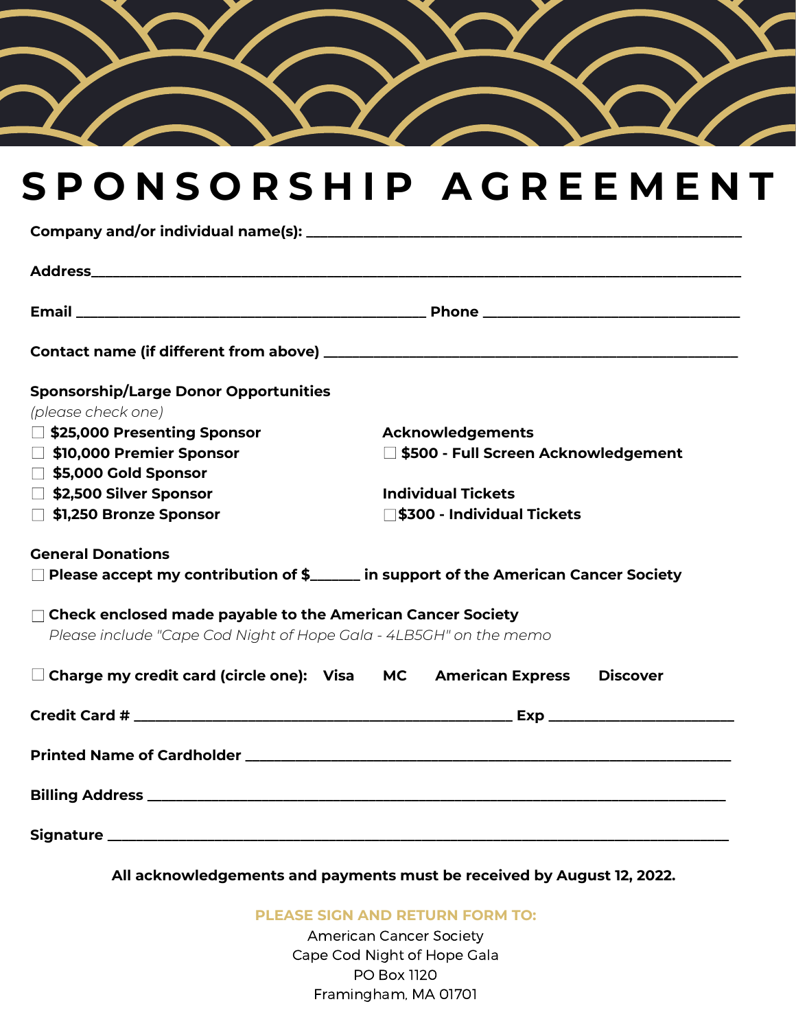# SPONSORSHIP AGREEMENT

**Company and/or individual name(s):** ____________________________________________

**Address**____________________________________________

**Email** ______________________________ **Phone** ______________________

**Contact name (if different from above)** ____________________________________

**Sponsorship/Large Donor Opportunities**
*(please check one)*

- ☐ **$25,000 Presenting Sponsor**
- ☐ **$10,000 Premier Sponsor**
- ☐ **$5,000 Gold Sponsor**
- ☐ **$2,500 Silver Sponsor**
- ☐ **$1,250 Bronze Sponsor**

**Acknowledgements**

- ☐ **$500 - Full Screen Acknowledgement**

**Individual Tickets**

- ☐ **$300 - Individual Tickets**

**General Donations**

☐ **Please accept my contribution of $______ in support of the American Cancer Society**

☐ **Check enclosed made payable to the American Cancer Society**
*Please include "Cape Cod Night of Hope Gala - 4LB5GH" on the memo*

☐ **Charge my credit card (circle one): Visa MC American Express Discover**

**Credit Card #** ______________________________ **Exp** ________________

**Printed Name of Cardholder** ____________________________________________

**Billing Address** ____________________________________________

**Signature** ____________________________________________

**All acknowledgements and payments must be received by August 12, 2022.**

**PLEASE SIGN AND RETURN FORM TO:**

American Cancer Society
Cape Cod Night of Hope Gala
PO Box 1120
Framingham, MA 01701